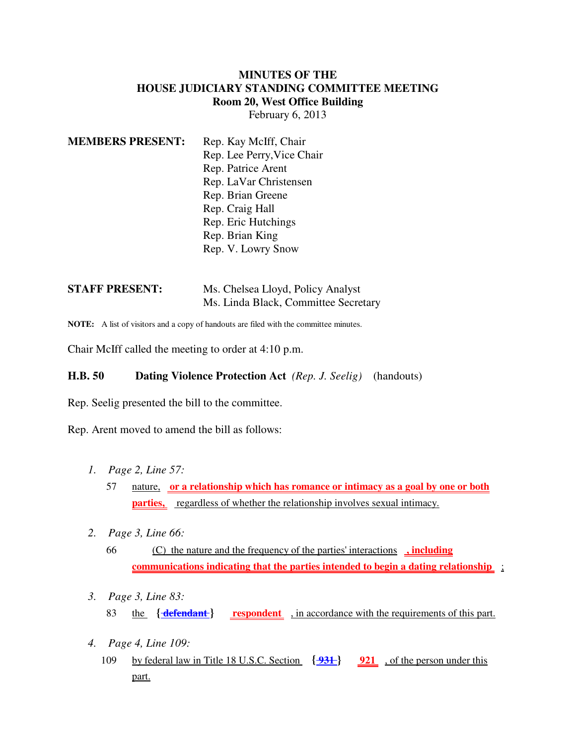# MINUTES OF THE HOUSE JUDICIARY STANDING COMMITTEE MEETING

**Room 20, West Office Building**

February 6, 2013

**MEMBERS PRESENT:**
Rep. Kay McIff, Chair
Rep. Lee Perry, Vice Chair
Rep. Patrice Arent
Rep. LaVar Christensen
Rep. Brian Greene
Rep. Craig Hall
Rep. Eric Hutchings
Rep. Brian King
Rep. V. Lowry Snow

**STAFF PRESENT:**
Ms. Chelsea Lloyd, Policy Analyst
Ms. Linda Black, Committee Secretary

**NOTE:** A list of visitors and a copy of handouts are filed with the committee minutes.

Chair McIff called the meeting to order at 4:10 p.m.

**H.B. 50 Dating Violence Protection Act** *(Rep. J. Seelig)* (handouts)

Rep. Seelig presented the bill to the committee.

Rep. Arent moved to amend the bill as follows:

1. *Page 2, Line 57:*

   57 nature, **or a relationship which has romance or intimacy as a goal by one or both parties,** regardless of whether the relationship involves sexual intimacy.

2. *Page 3, Line 66:*

   66 (C) the nature and the frequency of the parties' interactions **, including communications indicating that the parties intended to begin a dating relationship** ;

3. *Page 3, Line 83:*

   83 the { ~~defendant~~ } **respondent** , in accordance with the requirements of this part.

4. *Page 4, Line 109:*

   109 by federal law in Title 18 U.S.C. Section { ~~931~~ } **921** , of the person under this part.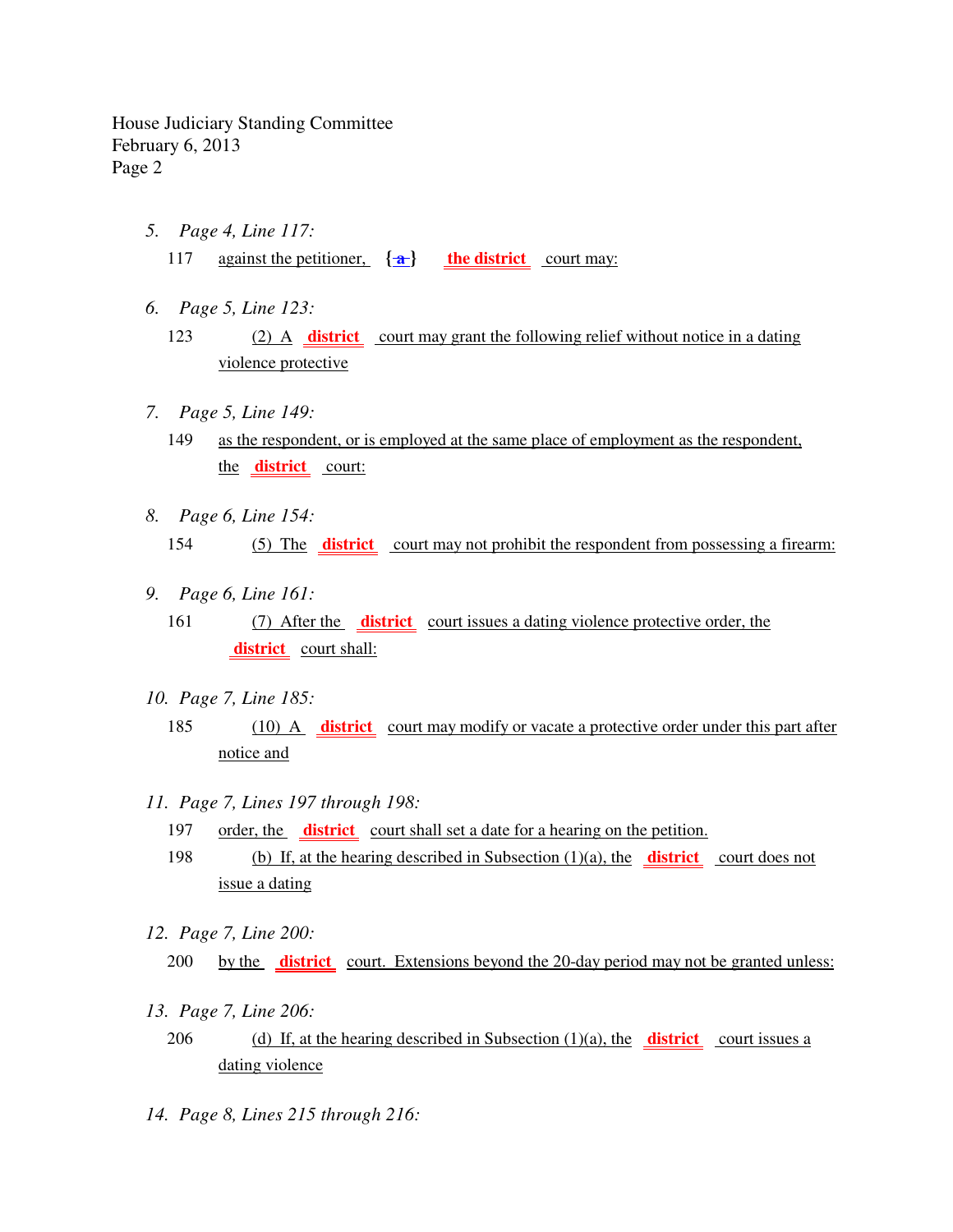5. *Page 4, Line 117:*

   117 against the petitioner, {~~a~~} **the district** court may:

6. *Page 5, Line 123:*

   123 (2) A **district** court may grant the following relief without notice in a dating violence protective

7. *Page 5, Line 149:*

   149 as the respondent, or is employed at the same place of employment as the respondent, the **district** court:

8. *Page 6, Line 154:*

   154 (5) The **district** court may not prohibit the respondent from possessing a firearm:

9. *Page 6, Line 161:*

   161 (7) After the **district** court issues a dating violence protective order, the **district** court shall:

10. *Page 7, Line 185:*

    185 (10) A **district** court may modify or vacate a protective order under this part after notice and

11. *Page 7, Lines 197 through 198:*

    197 order, the **district** court shall set a date for a hearing on the petition.

    198 (b) If, at the hearing described in Subsection (1)(a), the **district** court does not issue a dating

12. *Page 7, Line 200:*

    200 by the **district** court. Extensions beyond the 20-day period may not be granted unless:

13. *Page 7, Line 206:*

    206 (d) If, at the hearing described in Subsection (1)(a), the **district** court issues a dating violence

14. *Page 8, Lines 215 through 216:*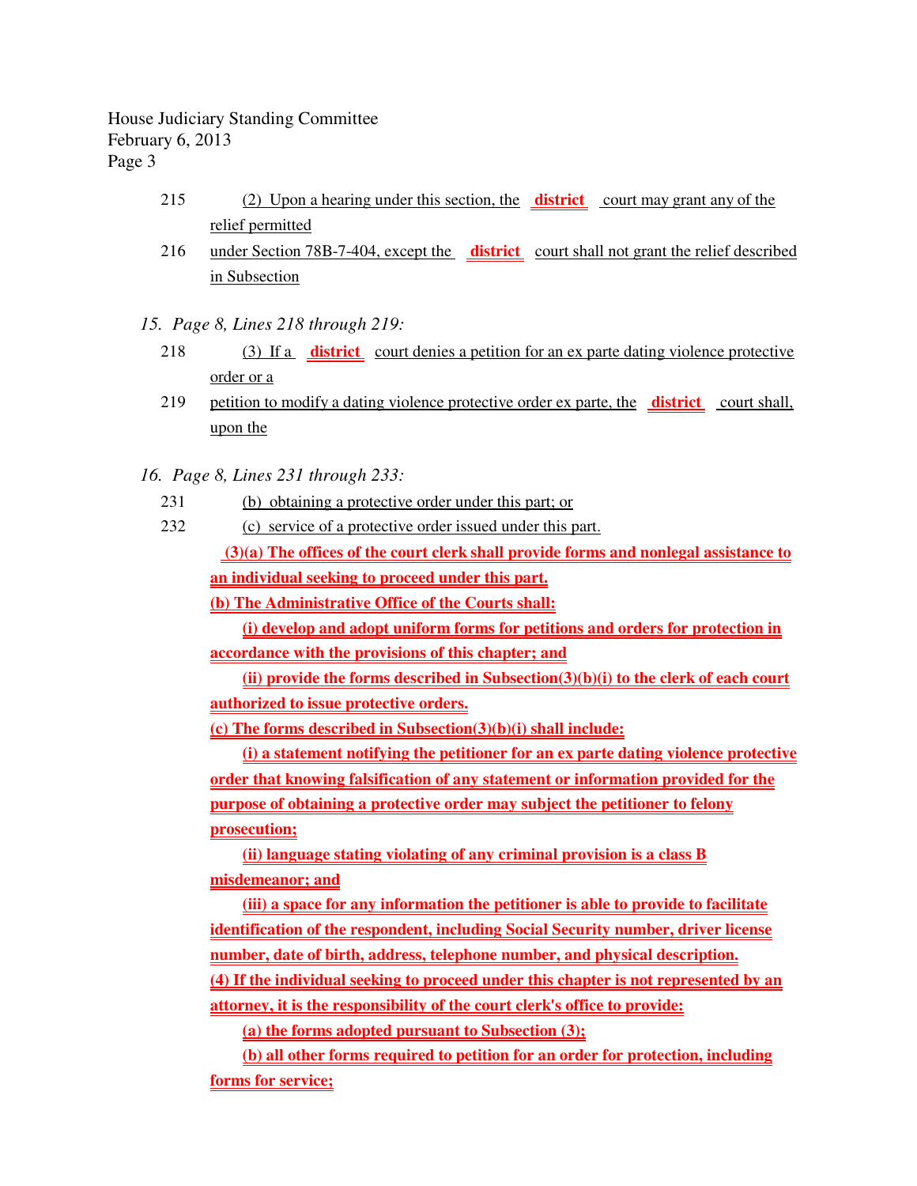215 (2) Upon a hearing under this section, the **district** court may grant any of the relief permitted

216 under Section 78B-7-404, except the **district** court shall not grant the relief described in Subsection

*15. Page 8, Lines 218 through 219:*

218 (3) If a **district** court denies a petition for an ex parte dating violence protective order or a

219 petition to modify a dating violence protective order ex parte, the **district** court shall, upon the

*16. Page 8, Lines 231 through 233:*

231 (b) obtaining a protective order under this part; or

232 (c) service of a protective order issued under this part.

**(3)(a) The offices of the court clerk shall provide forms and nonlegal assistance to an individual seeking to proceed under this part.**

**(b) The Administrative Office of the Courts shall:**

**(i) develop and adopt uniform forms for petitions and orders for protection in accordance with the provisions of this chapter; and**

**(ii) provide the forms described in Subsection(3)(b)(i) to the clerk of each court authorized to issue protective orders.**

**(c) The forms described in Subsection(3)(b)(i) shall include:**

**(i) a statement notifying the petitioner for an ex parte dating violence protective order that knowing falsification of any statement or information provided for the purpose of obtaining a protective order may subject the petitioner to felony prosecution;**

**(ii) language stating violating of any criminal provision is a class B misdemeanor; and**

**(iii) a space for any information the petitioner is able to provide to facilitate identification of the respondent, including Social Security number, driver license number, date of birth, address, telephone number, and physical description.**

**(4) If the individual seeking to proceed under this chapter is not represented by an attorney, it is the responsibility of the court clerk's office to provide:**

**(a) the forms adopted pursuant to Subsection (3);**

**(b) all other forms required to petition for an order for protection, including forms for service;**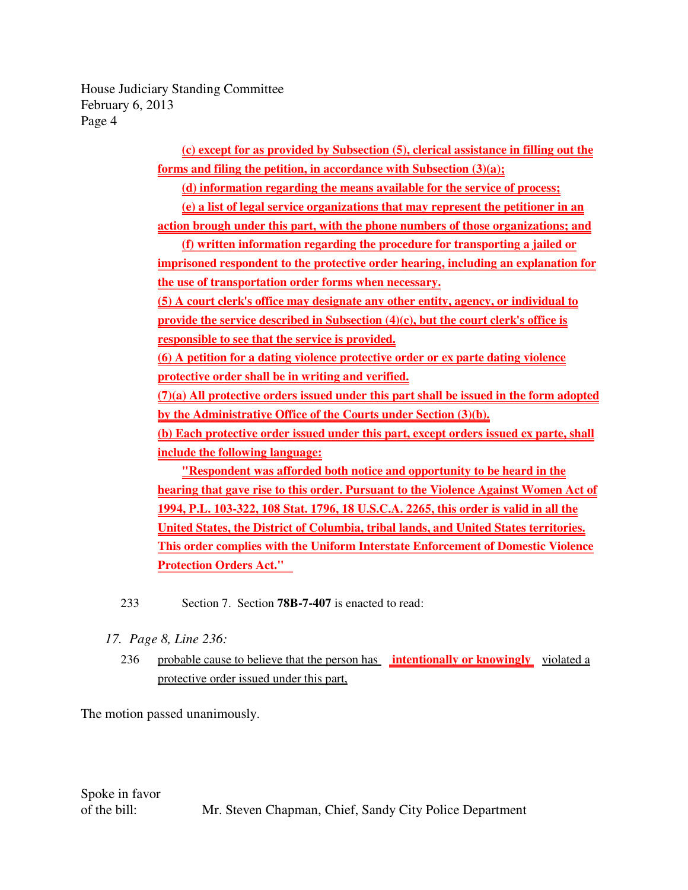(c) except for as provided by Subsection (5), clerical assistance in filling out the forms and filing the petition, in accordance with Subsection (3)(a);

(d) information regarding the means available for the service of process;

(e) a list of legal service organizations that may represent the petitioner in an action brough under this part, with the phone numbers of those organizations; and

(f) written information regarding the procedure for transporting a jailed or imprisoned respondent to the protective order hearing, including an explanation for the use of transportation order forms when necessary.

(5) A court clerk's office may designate any other entity, agency, or individual to provide the service described in Subsection (4)(c), but the court clerk's office is responsible to see that the service is provided.

(6) A petition for a dating violence protective order or ex parte dating violence protective order shall be in writing and verified.

(7)(a) All protective orders issued under this part shall be issued in the form adopted by the Administrative Office of the Courts under Section (3)(b).

(b) Each protective order issued under this part, except orders issued ex parte, shall include the following language:

"Respondent was afforded both notice and opportunity to be heard in the hearing that gave rise to this order. Pursuant to the Violence Against Women Act of 1994, P.L. 103-322, 108 Stat. 1796, 18 U.S.C.A. 2265, this order is valid in all the United States, the District of Columbia, tribal lands, and United States territories. This order complies with the Uniform Interstate Enforcement of Domestic Violence Protection Orders Act."

233 Section 7. Section **78B-7-407** is enacted to read:

17. *Page 8, Line 236:*

236 probable cause to believe that the person has **intentionally or knowingly** violated a protective order issued under this part,

The motion passed unanimously.

Spoke in favor of the bill: Mr. Steven Chapman, Chief, Sandy City Police Department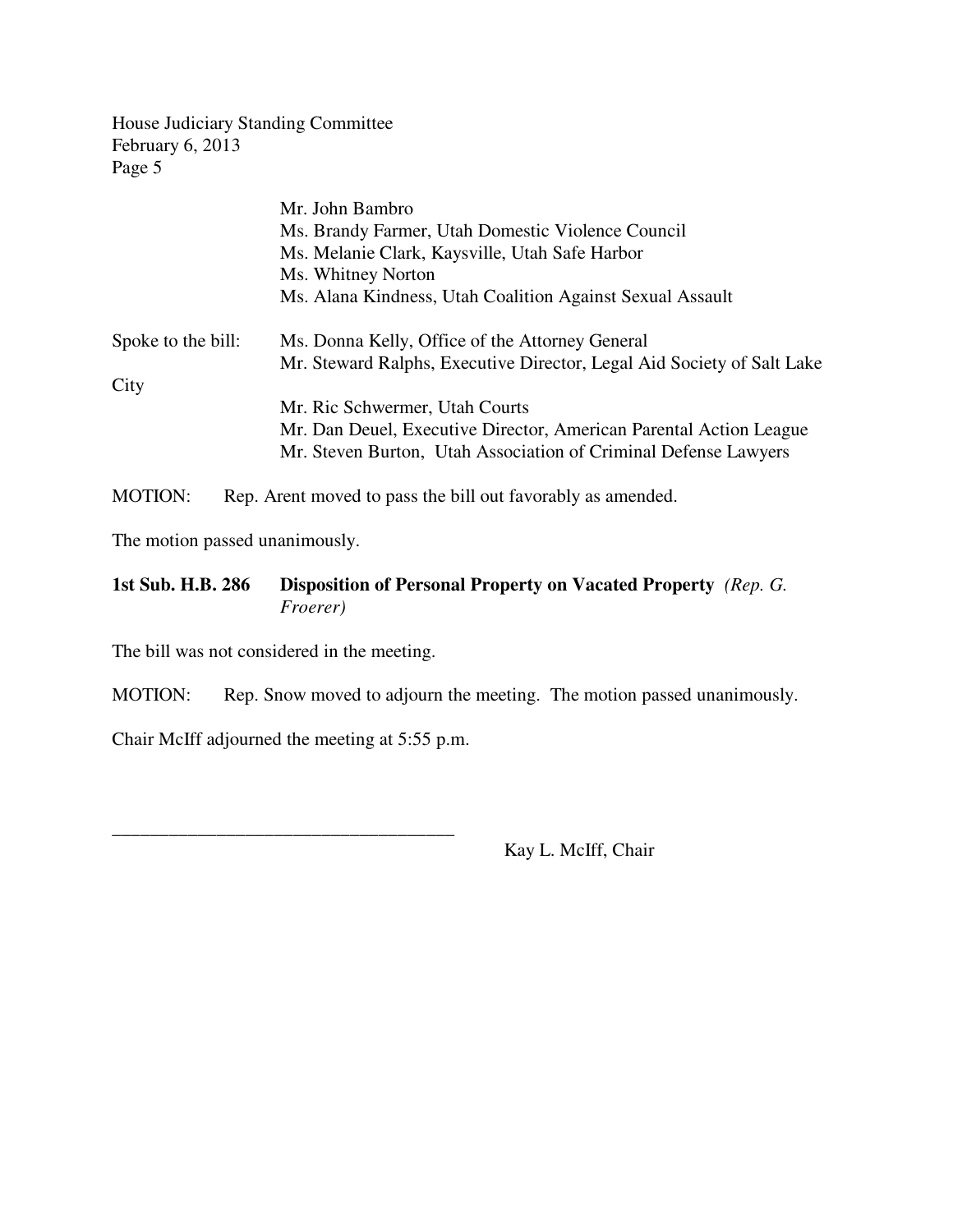Mr. John Bambro
Ms. Brandy Farmer, Utah Domestic Violence Council
Ms. Melanie Clark, Kaysville, Utah Safe Harbor
Ms. Whitney Norton
Ms. Alana Kindness, Utah Coalition Against Sexual Assault

Spoke to the bill: Ms. Donna Kelly, Office of the Attorney General
Mr. Steward Ralphs, Executive Director, Legal Aid Society of Salt Lake City
Mr. Ric Schwermer, Utah Courts
Mr. Dan Deuel, Executive Director, American Parental Action League
Mr. Steven Burton, Utah Association of Criminal Defense Lawyers

MOTION: Rep. Arent moved to pass the bill out favorably as amended.

The motion passed unanimously.

**1st Sub. H.B. 286 Disposition of Personal Property on Vacated Property** *(Rep. G. Froerer)*

The bill was not considered in the meeting.

MOTION: Rep. Snow moved to adjourn the meeting. The motion passed unanimously.

Chair McIff adjourned the meeting at 5:55 p.m.

_____________________________________

Kay L. McIff, Chair